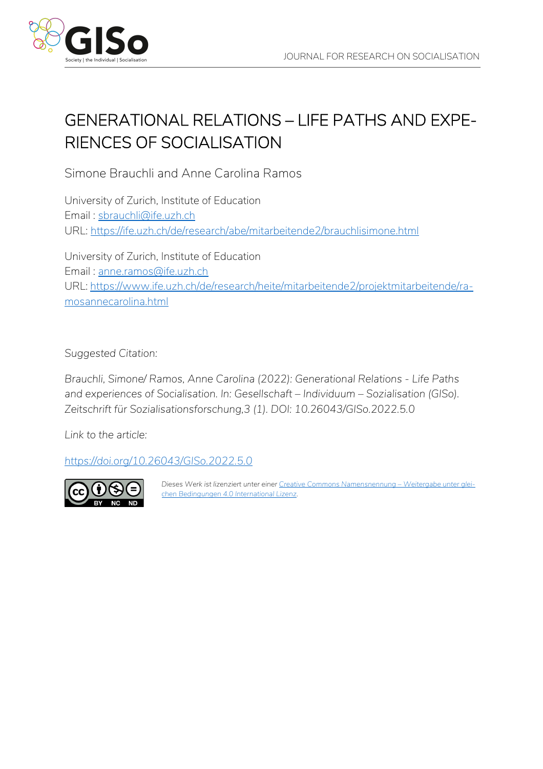# GENERATIONAL RELATIONS – LIFE PATHS AND EXPERIENCES OF SOCIALISATION

Simone Brauchli and Anne Carolina Ramos

University of Zurich, Institute of Education
Email : sbrauchli@ife.uzh.ch
URL: https://ife.uzh.ch/de/research/abe/mitarbeitende2/brauchlisimone.html

University of Zurich, Institute of Education
Email : anne.ramos@ife.uzh.ch
URL: https://www.ife.uzh.ch/de/research/heite/mitarbeitende2/projektmitarbeitende/ramosannecarolina.html

*Suggested Citation:*

*Brauchli, Simone/ Ramos, Anne Carolina (2022): Generational Relations - Life Paths and experiences of Socialisation. In: Gesellschaft – Individuum – Sozialisation (GISo). Zeitschrift für Sozialisationsforschung,3 (1). DOI: 10.26043/GISo.2022.5.0*

*Link to the article:*

https://doi.org/10.26043/GISo.2022.5.0

*Dieses Werk ist lizenziert unter einer Creative Commons Namensnennung – Weitergabe unter gleichen Bedingungen 4.0 International Lizenz.*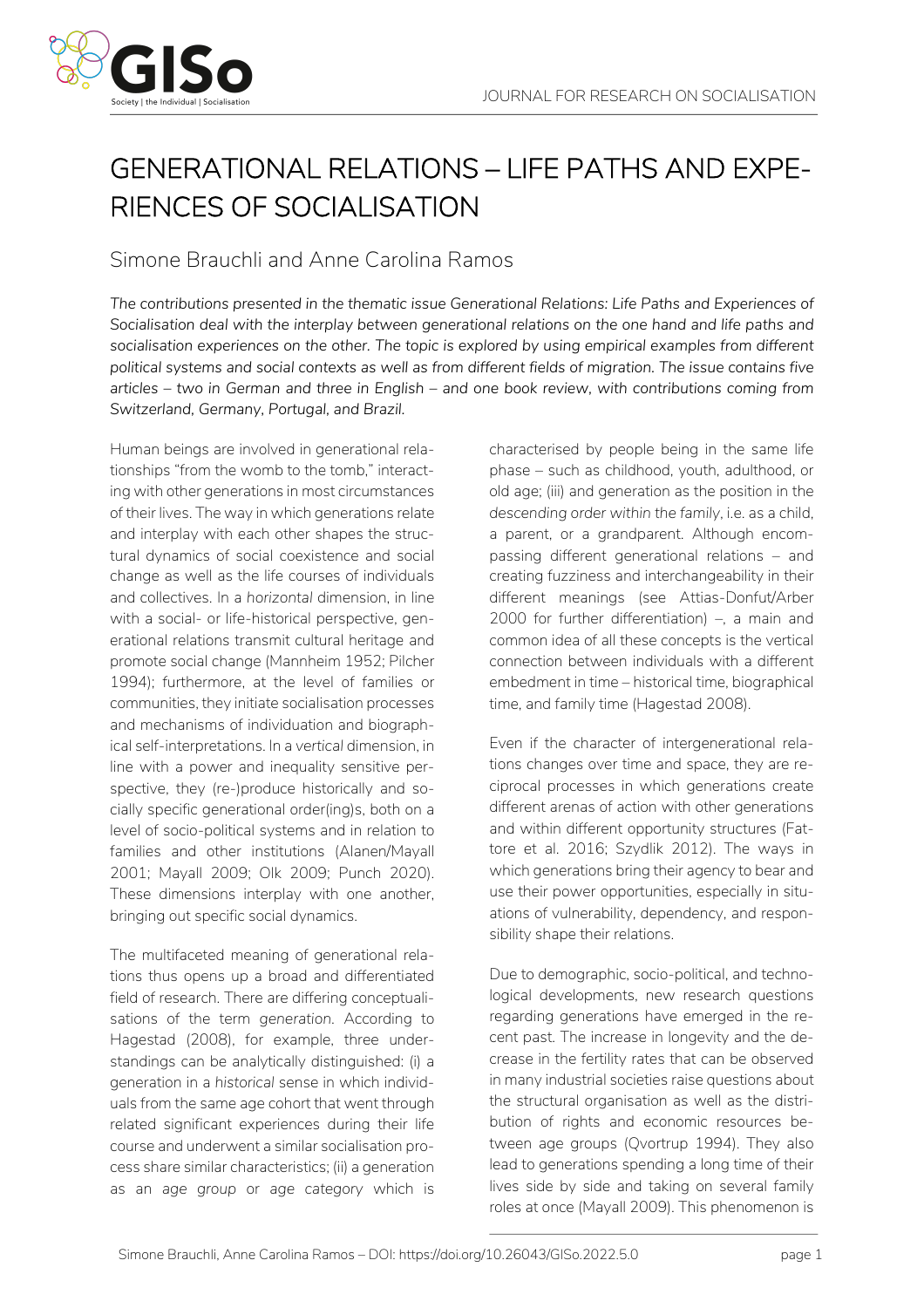# GENERATIONAL RELATIONS – LIFE PATHS AND EXPERIENCES OF SOCIALISATION

Simone Brauchli and Anne Carolina Ramos

*The contributions presented in the thematic issue Generational Relations: Life Paths and Experiences of Socialisation deal with the interplay between generational relations on the one hand and life paths and socialisation experiences on the other. The topic is explored by using empirical examples from different political systems and social contexts as well as from different fields of migration. The issue contains five articles – two in German and three in English – and one book review, with contributions coming from Switzerland, Germany, Portugal, and Brazil.*

Human beings are involved in generational relationships "from the womb to the tomb," interacting with other generations in most circumstances of their lives. The way in which generations relate and interplay with each other shapes the structural dynamics of social coexistence and social change as well as the life courses of individuals and collectives. In a *horizontal* dimension, in line with a social- or life-historical perspective, generational relations transmit cultural heritage and promote social change (Mannheim 1952; Pilcher 1994); furthermore, at the level of families or communities, they initiate socialisation processes and mechanisms of individuation and biographical self-interpretations. In a *vertical* dimension, in line with a power and inequality sensitive perspective, they (re-)produce historically and socially specific generational order(ing)s, both on a level of socio-political systems and in relation to families and other institutions (Alanen/Mayall 2001; Mayall 2009; Olk 2009; Punch 2020). These dimensions interplay with one another, bringing out specific social dynamics.

The multifaceted meaning of generational relations thus opens up a broad and differentiated field of research. There are differing conceptualisations of the term *generation*. According to Hagestad (2008), for example, three understandings can be analytically distinguished: (i) a generation in a *historical* sense in which individuals from the same age cohort that went through related significant experiences during their life course and underwent a similar socialisation process share similar characteristics; (ii) a generation as an *age group* or *age category* which is characterised by people being in the same life phase – such as childhood, youth, adulthood, or old age; (iii) and generation as the position in the *descending order within the family*, i.e. as a child, a parent, or a grandparent. Although encompassing different generational relations – and creating fuzziness and interchangeability in their different meanings (see Attias-Donfut/Arber 2000 for further differentiation) –, a main and common idea of all these concepts is the vertical connection between individuals with a different embedment in time – historical time, biographical time, and family time (Hagestad 2008).

Even if the character of intergenerational relations changes over time and space, they are reciprocal processes in which generations create different arenas of action with other generations and within different opportunity structures (Fattore et al. 2016; Szydlik 2012). The ways in which generations bring their agency to bear and use their power opportunities, especially in situations of vulnerability, dependency, and responsibility shape their relations.

Due to demographic, socio-political, and technological developments, new research questions regarding generations have emerged in the recent past. The increase in longevity and the decrease in the fertility rates that can be observed in many industrial societies raise questions about the structural organisation as well as the distribution of rights and economic resources between age groups (Qvortrup 1994). They also lead to generations spending a long time of their lives side by side and taking on several family roles at once (Mayall 2009). This phenomenon is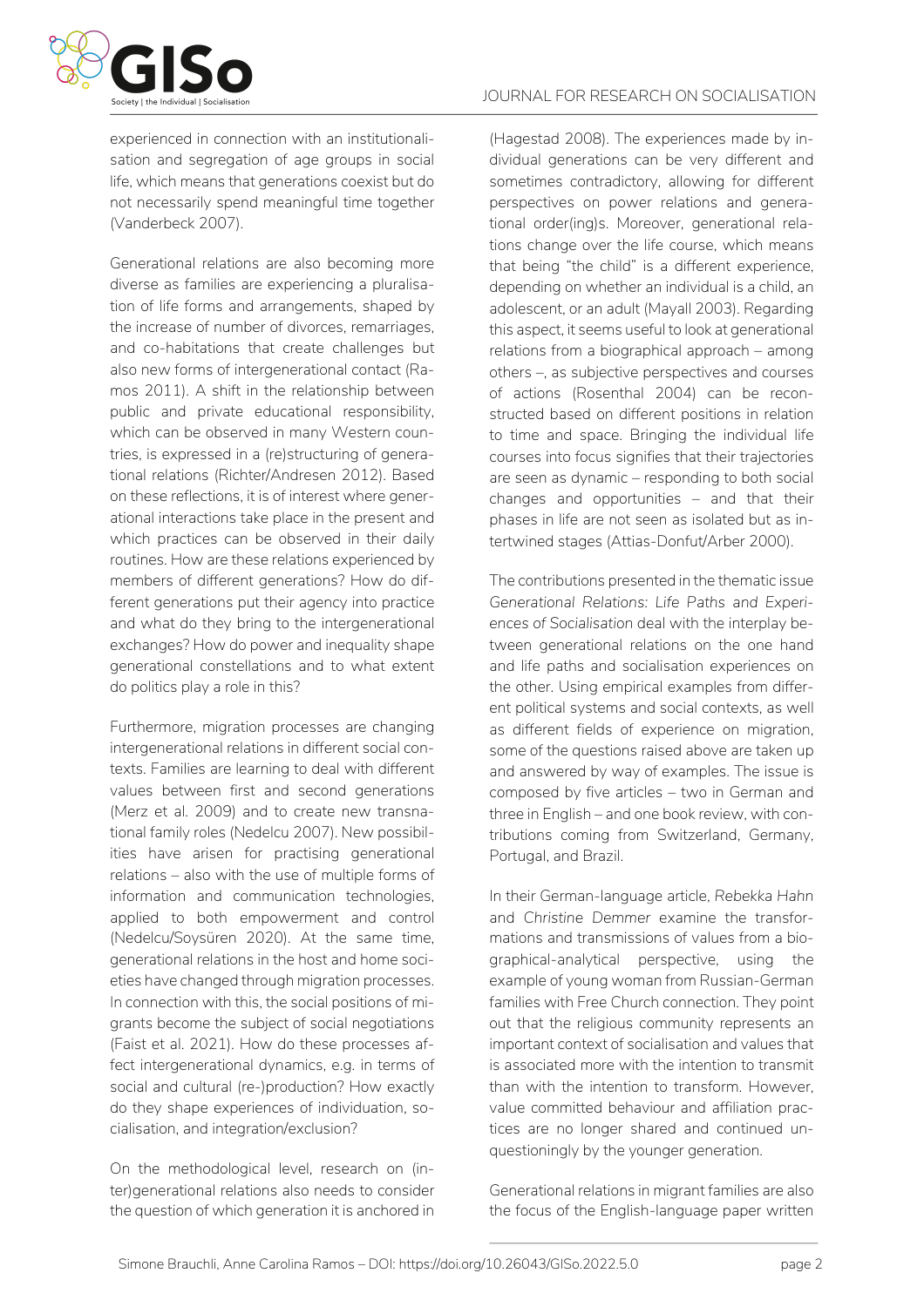experienced in connection with an institutionalisation and segregation of age groups in social life, which means that generations coexist but do not necessarily spend meaningful time together (Vanderbeck 2007).

Generational relations are also becoming more diverse as families are experiencing a pluralisation of life forms and arrangements, shaped by the increase of number of divorces, remarriages, and co-habitations that create challenges but also new forms of intergenerational contact (Ramos 2011). A shift in the relationship between public and private educational responsibility, which can be observed in many Western countries, is expressed in a (re)structuring of generational relations (Richter/Andresen 2012). Based on these reflections, it is of interest where generational interactions take place in the present and which practices can be observed in their daily routines. How are these relations experienced by members of different generations? How do different generations put their agency into practice and what do they bring to the intergenerational exchanges? How do power and inequality shape generational constellations and to what extent do politics play a role in this?

Furthermore, migration processes are changing intergenerational relations in different social contexts. Families are learning to deal with different values between first and second generations (Merz et al. 2009) and to create new transnational family roles (Nedelcu 2007). New possibilities have arisen for practising generational relations – also with the use of multiple forms of information and communication technologies, applied to both empowerment and control (Nedelcu/Soysüren 2020). At the same time, generational relations in the host and home societies have changed through migration processes. In connection with this, the social positions of migrants become the subject of social negotiations (Faist et al. 2021). How do these processes affect intergenerational dynamics, e.g. in terms of social and cultural (re-)production? How exactly do they shape experiences of individuation, socialisation, and integration/exclusion?

On the methodological level, research on (inter)generational relations also needs to consider the question of which generation it is anchored in (Hagestad 2008). The experiences made by individual generations can be very different and sometimes contradictory, allowing for different perspectives on power relations and generational order(ing)s. Moreover, generational relations change over the life course, which means that being "the child" is a different experience, depending on whether an individual is a child, an adolescent, or an adult (Mayall 2003). Regarding this aspect, it seems useful to look at generational relations from a biographical approach – among others –, as subjective perspectives and courses of actions (Rosenthal 2004) can be reconstructed based on different positions in relation to time and space. Bringing the individual life courses into focus signifies that their trajectories are seen as dynamic – responding to both social changes and opportunities – and that their phases in life are not seen as isolated but as intertwined stages (Attias-Donfut/Arber 2000).

The contributions presented in the thematic issue *Generational Relations: Life Paths and Experiences of Socialisation* deal with the interplay between generational relations on the one hand and life paths and socialisation experiences on the other. Using empirical examples from different political systems and social contexts, as well as different fields of experience on migration, some of the questions raised above are taken up and answered by way of examples. The issue is composed by five articles – two in German and three in English – and one book review, with contributions coming from Switzerland, Germany, Portugal, and Brazil.

In their German-language article, *Rebekka Hahn* and *Christine Demmer* examine the transformations and transmissions of values from a biographical-analytical perspective, using the example of young woman from Russian-German families with Free Church connection. They point out that the religious community represents an important context of socialisation and values that is associated more with the intention to transmit than with the intention to transform. However, value committed behaviour and affiliation practices are no longer shared and continued unquestioningly by the younger generation.

Generational relations in migrant families are also the focus of the English-language paper written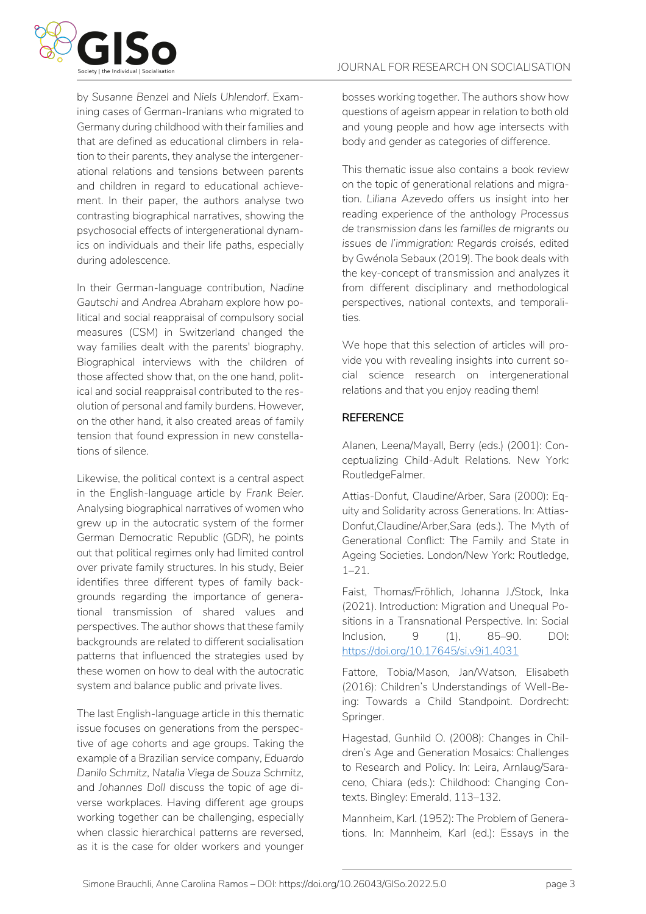by *Susanne Benzel* and *Niels Uhlendorf*. Examining cases of German-Iranians who migrated to Germany during childhood with their families and that are defined as educational climbers in relation to their parents, they analyse the intergenerational relations and tensions between parents and children in regard to educational achievement. In their paper, the authors analyse two contrasting biographical narratives, showing the psychosocial effects of intergenerational dynamics on individuals and their life paths, especially during adolescence.

In their German-language contribution, *Nadine Gautschi* and *Andrea Abraham* explore how political and social reappraisal of compulsory social measures (CSM) in Switzerland changed the way families dealt with the parents' biography. Biographical interviews with the children of those affected show that, on the one hand, political and social reappraisal contributed to the resolution of personal and family burdens. However, on the other hand, it also created areas of family tension that found expression in new constellations of silence.

Likewise, the political context is a central aspect in the English-language article by *Frank Beier*. Analysing biographical narratives of women who grew up in the autocratic system of the former German Democratic Republic (GDR), he points out that political regimes only had limited control over private family structures. In his study, Beier identifies three different types of family backgrounds regarding the importance of generational transmission of shared values and perspectives. The author shows that these family backgrounds are related to different socialisation patterns that influenced the strategies used by these women on how to deal with the autocratic system and balance public and private lives.

The last English-language article in this thematic issue focuses on generations from the perspective of age cohorts and age groups. Taking the example of a Brazilian service company, *Eduardo Danilo Schmitz*, *Natalia Viega de Souza Schmitz*, and *Johannes Doll* discuss the topic of age diverse workplaces. Having different age groups working together can be challenging, especially when classic hierarchical patterns are reversed, as it is the case for older workers and younger bosses working together. The authors show how questions of ageism appear in relation to both old and young people and how age intersects with body and gender as categories of difference.

This thematic issue also contains a book review on the topic of generational relations and migration. *Liliana Azevedo* offers us insight into her reading experience of the anthology *Processus de transmission dans les familles de migrants ou issues de l'immigration: Regards croisés*, edited by Gwénola Sebaux (2019). The book deals with the key-concept of transmission and analyzes it from different disciplinary and methodological perspectives, national contexts, and temporalities.

We hope that this selection of articles will provide you with revealing insights into current social science research on intergenerational relations and that you enjoy reading them!

## REFERENCE

Alanen, Leena/Mayall, Berry (eds.) (2001): Conceptualizing Child-Adult Relations. New York: RoutledgeFalmer.

Attias-Donfut, Claudine/Arber, Sara (2000): Equity and Solidarity across Generations. In: Attias-Donfut,Claudine/Arber,Sara (eds.). The Myth of Generational Conflict: The Family and State in Ageing Societies. London/New York: Routledge, 1–21.

Faist, Thomas/Fröhlich, Johanna J./Stock, Inka (2021). Introduction: Migration and Unequal Positions in a Transnational Perspective. In: Social Inclusion, 9 (1), 85–90. DOI: https://doi.org/10.17645/si.v9i1.4031

Fattore, Tobia/Mason, Jan/Watson, Elisabeth (2016): Children's Understandings of Well-Being: Towards a Child Standpoint. Dordrecht: Springer.

Hagestad, Gunhild O. (2008): Changes in Children's Age and Generation Mosaics: Challenges to Research and Policy. In: Leira, Arnlaug/Saraceno, Chiara (eds.): Childhood: Changing Contexts. Bingley: Emerald, 113–132.

Mannheim, Karl. (1952): The Problem of Generations. In: Mannheim, Karl (ed.): Essays in the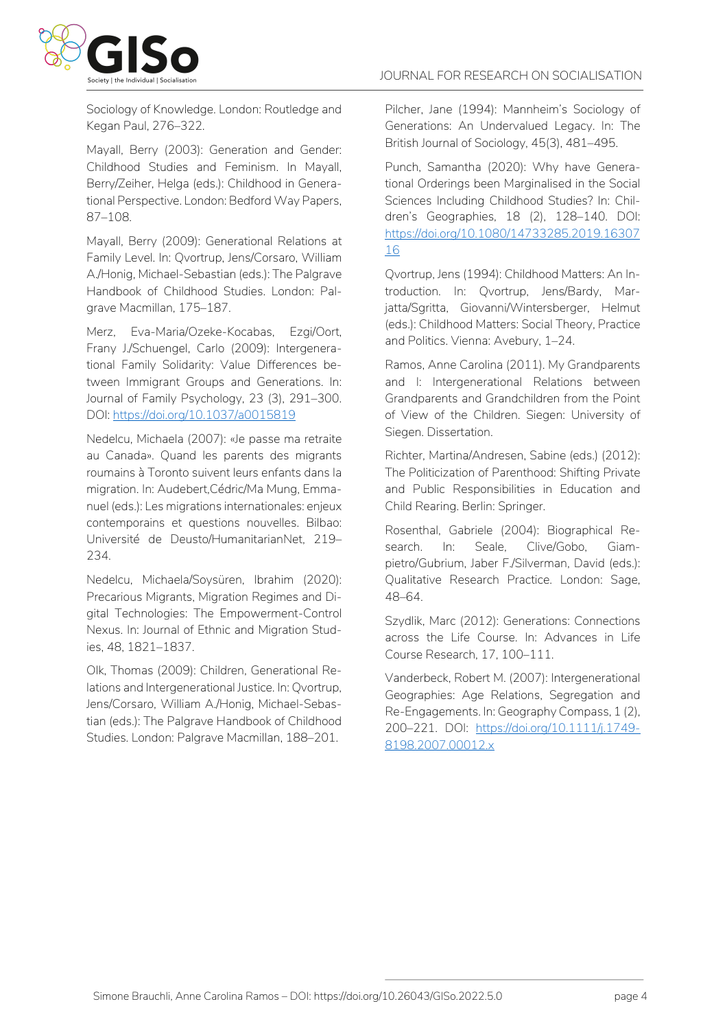Sociology of Knowledge. London: Routledge and Kegan Paul, 276–322.

Mayall, Berry (2003): Generation and Gender: Childhood Studies and Feminism. In Mayall, Berry/Zeiher, Helga (eds.): Childhood in Generational Perspective. London: Bedford Way Papers, 87–108.

Mayall, Berry (2009): Generational Relations at Family Level. In: Qvortrup, Jens/Corsaro, William A./Honig, Michael-Sebastian (eds.): The Palgrave Handbook of Childhood Studies. London: Palgrave Macmillan, 175–187.

Merz, Eva-Maria/Ozeke-Kocabas, Ezgi/Oort, Frany J./Schuengel, Carlo (2009): Intergenerational Family Solidarity: Value Differences between Immigrant Groups and Generations. In: Journal of Family Psychology, 23 (3), 291–300. DOI: https://doi.org/10.1037/a0015819

Nedelcu, Michaela (2007): «Je passe ma retraite au Canada». Quand les parents des migrants roumains à Toronto suivent leurs enfants dans la migration. In: Audebert,Cédric/Ma Mung, Emmanuel (eds.): Les migrations internationales: enjeux contemporains et questions nouvelles. Bilbao: Université de Deusto/HumanitarianNet, 219–234.

Nedelcu, Michaela/Soysüren, Ibrahim (2020): Precarious Migrants, Migration Regimes and Digital Technologies: The Empowerment-Control Nexus. In: Journal of Ethnic and Migration Studies, 48, 1821–1837.

Olk, Thomas (2009): Children, Generational Relations and Intergenerational Justice. In: Qvortrup, Jens/Corsaro, William A./Honig, Michael-Sebastian (eds.): The Palgrave Handbook of Childhood Studies. London: Palgrave Macmillan, 188–201.

Pilcher, Jane (1994): Mannheim's Sociology of Generations: An Undervalued Legacy. In: The British Journal of Sociology, 45(3), 481–495.

Punch, Samantha (2020): Why have Generational Orderings been Marginalised in the Social Sciences Including Childhood Studies? In: Children's Geographies, 18 (2), 128–140. DOI: https://doi.org/10.1080/14733285.2019.1630716

Qvortrup, Jens (1994): Childhood Matters: An Introduction. In: Qvortrup, Jens/Bardy, Marjatta/Sgritta, Giovanni/Wintersberger, Helmut (eds.): Childhood Matters: Social Theory, Practice and Politics. Vienna: Avebury, 1–24.

Ramos, Anne Carolina (2011). My Grandparents and I: Intergenerational Relations between Grandparents and Grandchildren from the Point of View of the Children. Siegen: University of Siegen. Dissertation.

Richter, Martina/Andresen, Sabine (eds.) (2012): The Politicization of Parenthood: Shifting Private and Public Responsibilities in Education and Child Rearing. Berlin: Springer.

Rosenthal, Gabriele (2004): Biographical Research. In: Seale, Clive/Gobo, Giampietro/Gubrium, Jaber F./Silverman, David (eds.): Qualitative Research Practice. London: Sage, 48–64.

Szydlik, Marc (2012): Generations: Connections across the Life Course. In: Advances in Life Course Research, 17, 100–111.

Vanderbeck, Robert M. (2007): Intergenerational Geographies: Age Relations, Segregation and Re-Engagements. In: Geography Compass, 1 (2), 200–221. DOI: https://doi.org/10.1111/j.1749-8198.2007.00012.x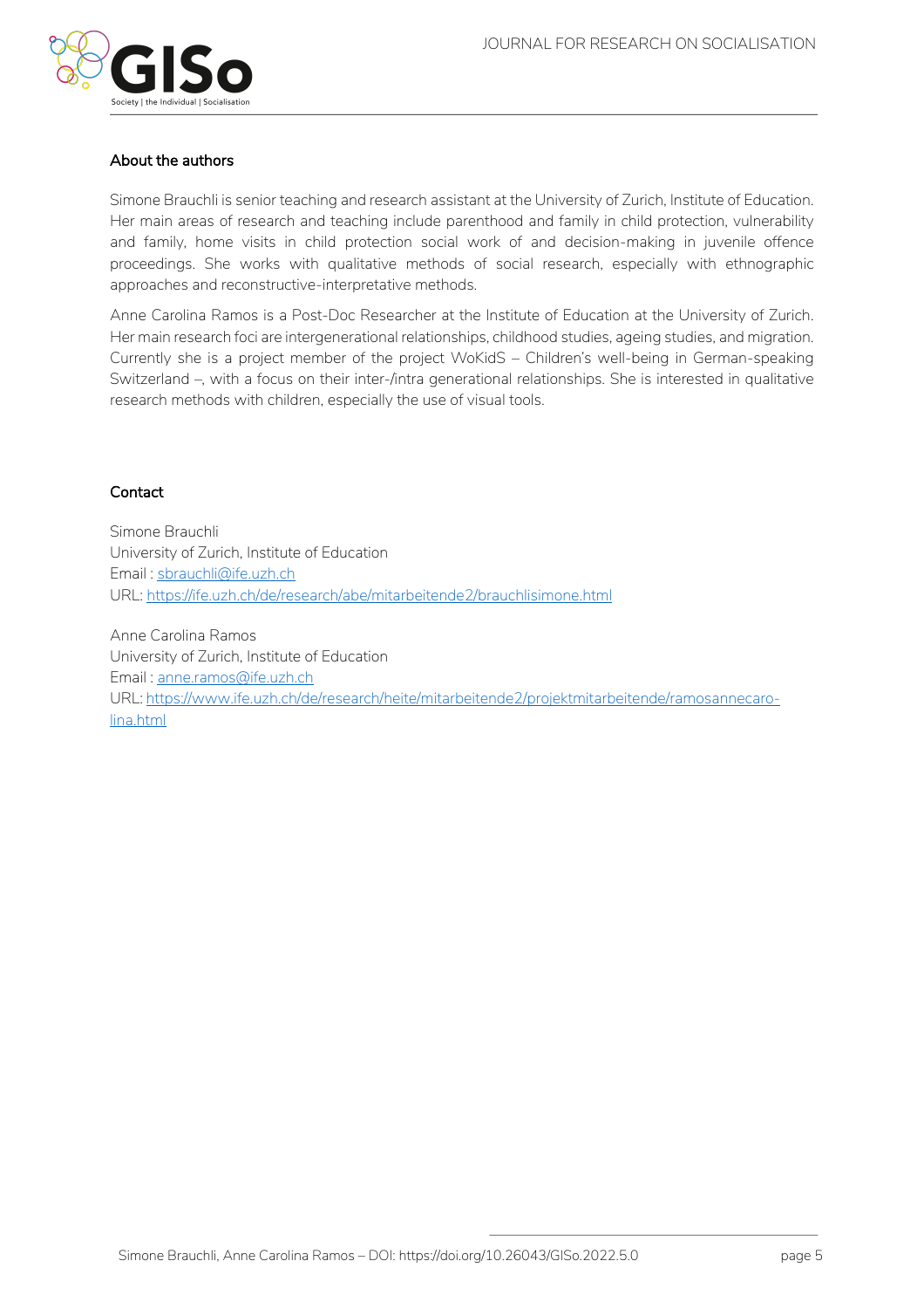### About the authors

Simone Brauchli is senior teaching and research assistant at the University of Zurich, Institute of Education. Her main areas of research and teaching include parenthood and family in child protection, vulnerability and family, home visits in child protection social work of and decision-making in juvenile offence proceedings. She works with qualitative methods of social research, especially with ethnographic approaches and reconstructive-interpretative methods.

Anne Carolina Ramos is a Post-Doc Researcher at the Institute of Education at the University of Zurich. Her main research foci are intergenerational relationships, childhood studies, ageing studies, and migration. Currently she is a project member of the project WoKidS – Children's well-being in German-speaking Switzerland –, with a focus on their inter-/intra generational relationships. She is interested in qualitative research methods with children, especially the use of visual tools.

### Contact

Simone Brauchli
University of Zurich, Institute of Education
Email : sbrauchli@ife.uzh.ch
URL: https://ife.uzh.ch/de/research/abe/mitarbeitende2/brauchlisimone.html

Anne Carolina Ramos
University of Zurich, Institute of Education
Email : anne.ramos@ife.uzh.ch
URL: https://www.ife.uzh.ch/de/research/heite/mitarbeitende2/projektmitarbeitende/ramosannecarolina.html